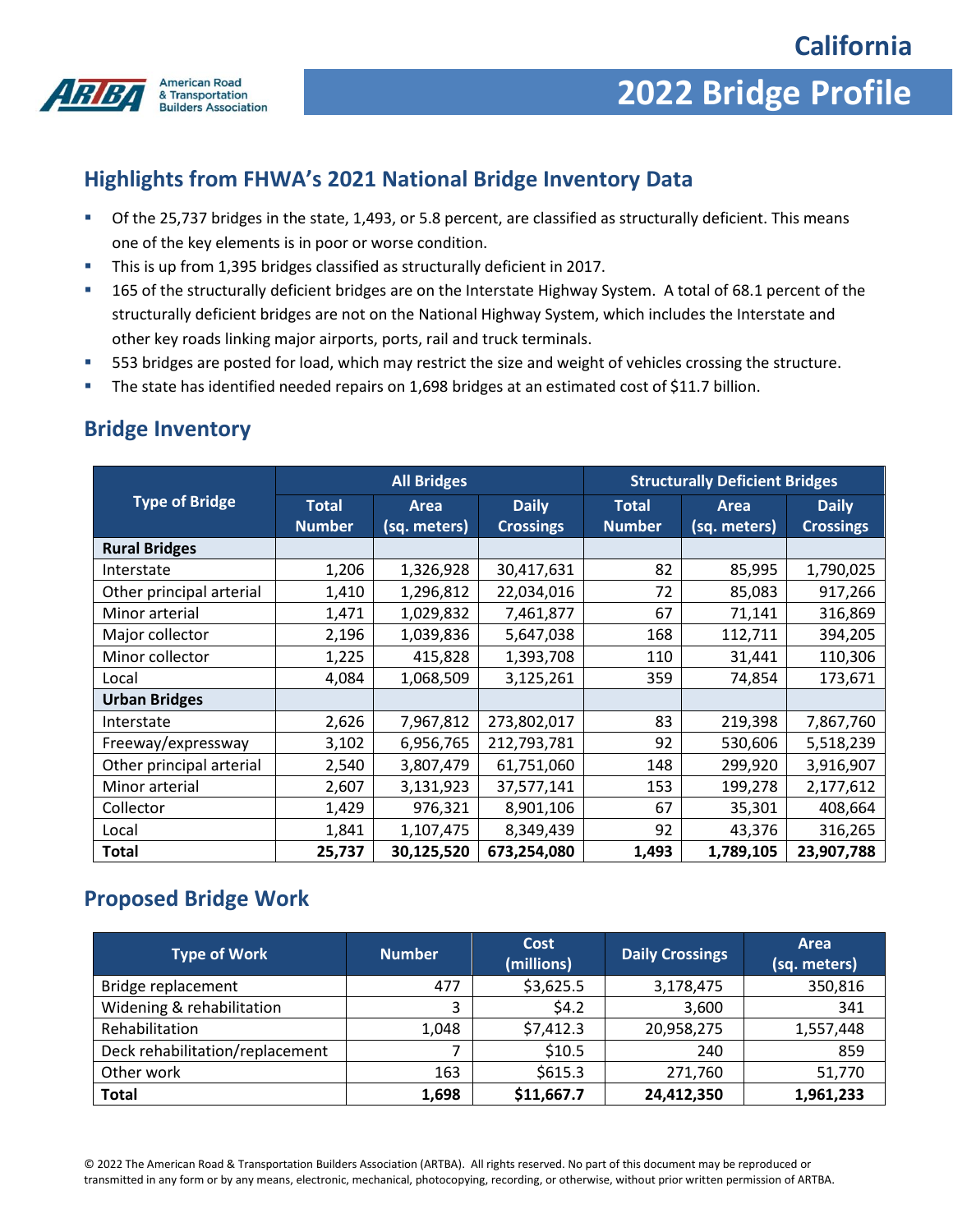American Road & Transportation Builders Association

# California

# 2022 Bridge Profile

## Highlights from FHWA's 2021 National Bridge Inventory Data

- Of the 25,737 bridges in the state, 1,493, or 5.8 percent, are classified as structurally deficient. This means one of the key elements is in poor or worse condition.
- This is up from 1,395 bridges classified as structurally deficient in 2017.
- 165 of the structurally deficient bridges are on the Interstate Highway System. A total of 68.1 percent of the structurally deficient bridges are not on the National Highway System, which includes the Interstate and other key roads linking major airports, ports, rail and truck terminals.
- 553 bridges are posted for load, which may restrict the size and weight of vehicles crossing the structure.
- The state has identified needed repairs on 1,698 bridges at an estimated cost of $11.7 billion.

## Bridge Inventory

| Type of Bridge | All Bridges | | | Structurally Deficient Bridges | | |
|---|---|---|---|---|---|---|
| | Total Number | Area (sq. meters) | Daily Crossings | Total Number | Area (sq. meters) | Daily Crossings |
| **Rural Bridges** | | | | | | |
| Interstate | 1,206 | 1,326,928 | 30,417,631 | 82 | 85,995 | 1,790,025 |
| Other principal arterial | 1,410 | 1,296,812 | 22,034,016 | 72 | 85,083 | 917,266 |
| Minor arterial | 1,471 | 1,029,832 | 7,461,877 | 67 | 71,141 | 316,869 |
| Major collector | 2,196 | 1,039,836 | 5,647,038 | 168 | 112,711 | 394,205 |
| Minor collector | 1,225 | 415,828 | 1,393,708 | 110 | 31,441 | 110,306 |
| Local | 4,084 | 1,068,509 | 3,125,261 | 359 | 74,854 | 173,671 |
| **Urban Bridges** | | | | | | |
| Interstate | 2,626 | 7,967,812 | 273,802,017 | 83 | 219,398 | 7,867,760 |
| Freeway/expressway | 3,102 | 6,956,765 | 212,793,781 | 92 | 530,606 | 5,518,239 |
| Other principal arterial | 2,540 | 3,807,479 | 61,751,060 | 148 | 299,920 | 3,916,907 |
| Minor arterial | 2,607 | 3,131,923 | 37,577,141 | 153 | 199,278 | 2,177,612 |
| Collector | 1,429 | 976,321 | 8,901,106 | 67 | 35,301 | 408,664 |
| Local | 1,841 | 1,107,475 | 8,349,439 | 92 | 43,376 | 316,265 |
| **Total** | **25,737** | **30,125,520** | **673,254,080** | **1,493** | **1,789,105** | **23,907,788** |

## Proposed Bridge Work

| Type of Work | Number | Cost (millions) | Daily Crossings | Area (sq. meters) |
|---|---|---|---|---|
| Bridge replacement | 477 | $3,625.5 | 3,178,475 | 350,816 |
| Widening & rehabilitation | 3 | $4.2 | 3,600 | 341 |
| Rehabilitation | 1,048 | $7,412.3 | 20,958,275 | 1,557,448 |
| Deck rehabilitation/replacement | 7 | $10.5 | 240 | 859 |
| Other work | 163 | $615.3 | 271,760 | 51,770 |
| **Total** | **1,698** | **$11,667.7** | **24,412,350** | **1,961,233** |

© 2022 The American Road & Transportation Builders Association (ARTBA). All rights reserved. No part of this document may be reproduced or transmitted in any form or by any means, electronic, mechanical, photocopying, recording, or otherwise, without prior written permission of ARTBA.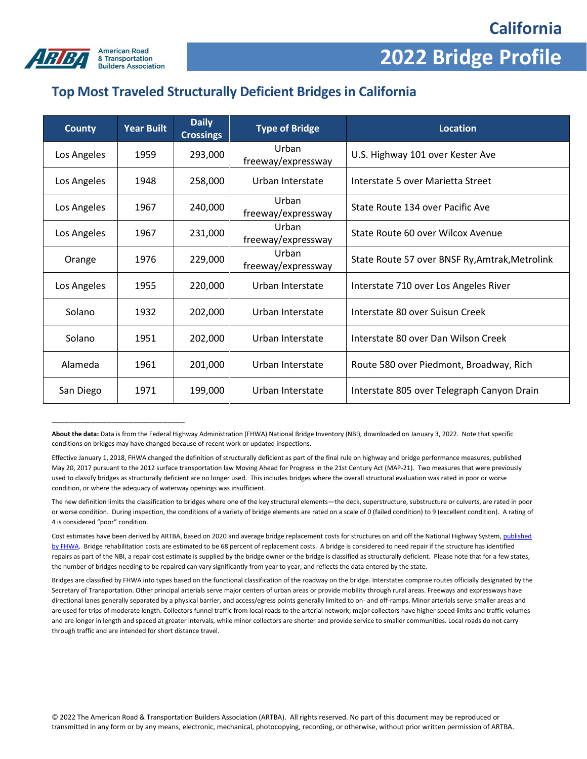# California

## 2022 Bridge Profile

### Top Most Traveled Structurally Deficient Bridges in California

| County | Year Built | Daily Crossings | Type of Bridge | Location |
|---|---|---|---|---|
| Los Angeles | 1959 | 293,000 | Urban freeway/expressway | U.S. Highway 101 over Kester Ave |
| Los Angeles | 1948 | 258,000 | Urban Interstate | Interstate 5 over Marietta Street |
| Los Angeles | 1967 | 240,000 | Urban freeway/expressway | State Route 134 over Pacific Ave |
| Los Angeles | 1967 | 231,000 | Urban freeway/expressway | State Route 60 over Wilcox Avenue |
| Orange | 1976 | 229,000 | Urban freeway/expressway | State Route 57 over BNSF Ry,Amtrak,Metrolink |
| Los Angeles | 1955 | 220,000 | Urban Interstate | Interstate 710 over Los Angeles River |
| Solano | 1932 | 202,000 | Urban Interstate | Interstate 80 over Suisun Creek |
| Solano | 1951 | 202,000 | Urban Interstate | Interstate 80 over Dan Wilson Creek |
| Alameda | 1961 | 201,000 | Urban Interstate | Route 580 over Piedmont, Broadway, Rich |
| San Diego | 1971 | 199,000 | Urban Interstate | Interstate 805 over Telegraph Canyon Drain |

---

**About the data:** Data is from the Federal Highway Administration (FHWA) National Bridge Inventory (NBI), downloaded on January 3, 2022. Note that specific conditions on bridges may have changed because of recent work or updated inspections.

Effective January 1, 2018, FHWA changed the definition of structurally deficient as part of the final rule on highway and bridge performance measures, published May 20, 2017 pursuant to the 2012 surface transportation law Moving Ahead for Progress in the 21st Century Act (MAP-21). Two measures that were previously used to classify bridges as structurally deficient are no longer used. This includes bridges where the overall structural evaluation was rated in poor or worse condition, or where the adequacy of waterway openings was insufficient.

The new definition limits the classification to bridges where one of the key structural elements—the deck, superstructure, substructure or culverts, are rated in poor or worse condition. During inspection, the conditions of a variety of bridge elements are rated on a scale of 0 (failed condition) to 9 (excellent condition). A rating of 4 is considered "poor" condition.

Cost estimates have been derived by ARTBA, based on 2020 and average bridge replacement costs for structures on and off the National Highway System, published by FHWA. Bridge rehabilitation costs are estimated to be 68 percent of replacement costs. A bridge is considered to need repair if the structure has identified repairs as part of the NBI, a repair cost estimate is supplied by the bridge owner or the bridge is classified as structurally deficient. Please note that for a few states, the number of bridges needing to be repaired can vary significantly from year to year, and reflects the data entered by the state.

Bridges are classified by FHWA into types based on the functional classification of the roadway on the bridge. Interstates comprise routes officially designated by the Secretary of Transportation. Other principal arterials serve major centers of urban areas or provide mobility through rural areas. Freeways and expressways have directional lanes generally separated by a physical barrier, and access/egress points generally limited to on- and off-ramps. Minor arterials serve smaller areas and are used for trips of moderate length. Collectors funnel traffic from local roads to the arterial network; major collectors have higher speed limits and traffic volumes and are longer in length and spaced at greater intervals, while minor collectors are shorter and provide service to smaller communities. Local roads do not carry through traffic and are intended for short distance travel.

© 2022 The American Road & Transportation Builders Association (ARTBA). All rights reserved. No part of this document may be reproduced or transmitted in any form or by any means, electronic, mechanical, photocopying, recording, or otherwise, without prior written permission of ARTBA.